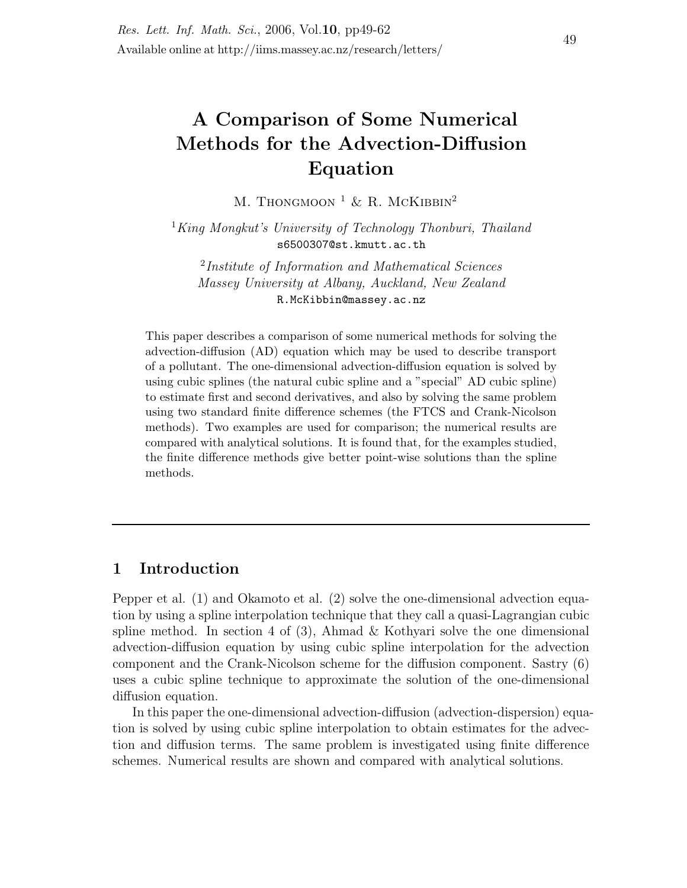# A Comparison of Some Numerical Methods for the Advection-Diffusion Equation

M. Thongmoon [1] & R. McKibbin[2]

[1] *King Mongkut's University of Technology Thonburi, Thailand*
s6500307@st.kmutt.ac.th

[2] *Institute of Information and Mathematical Sciences*
*Massey University at Albany, Auckland, New Zealand*
R.McKibbin@massey.ac.nz

This paper describes a comparison of some numerical methods for solving the advection-diffusion (AD) equation which may be used to describe transport of a pollutant. The one-dimensional advection-diffusion equation is solved by using cubic splines (the natural cubic spline and a "special" AD cubic spline) to estimate first and second derivatives, and also by solving the same problem using two standard finite difference schemes (the FTCS and Crank-Nicolson methods). Two examples are used for comparison; the numerical results are compared with analytical solutions. It is found that, for the examples studied, the finite difference methods give better point-wise solutions than the spline methods.

---

## 1 Introduction

Pepper et al. (1) and Okamoto et al. (2) solve the one-dimensional advection equation by using a spline interpolation technique that they call a quasi-Lagrangian cubic spline method. In section 4 of (3), Ahmad & Kothyari solve the one dimensional advection-diffusion equation by using cubic spline interpolation for the advection component and the Crank-Nicolson scheme for the diffusion component. Sastry (6) uses a cubic spline technique to approximate the solution of the one-dimensional diffusion equation.

In this paper the one-dimensional advection-diffusion (advection-dispersion) equation is solved by using cubic spline interpolation to obtain estimates for the advection and diffusion terms. The same problem is investigated using finite difference schemes. Numerical results are shown and compared with analytical solutions.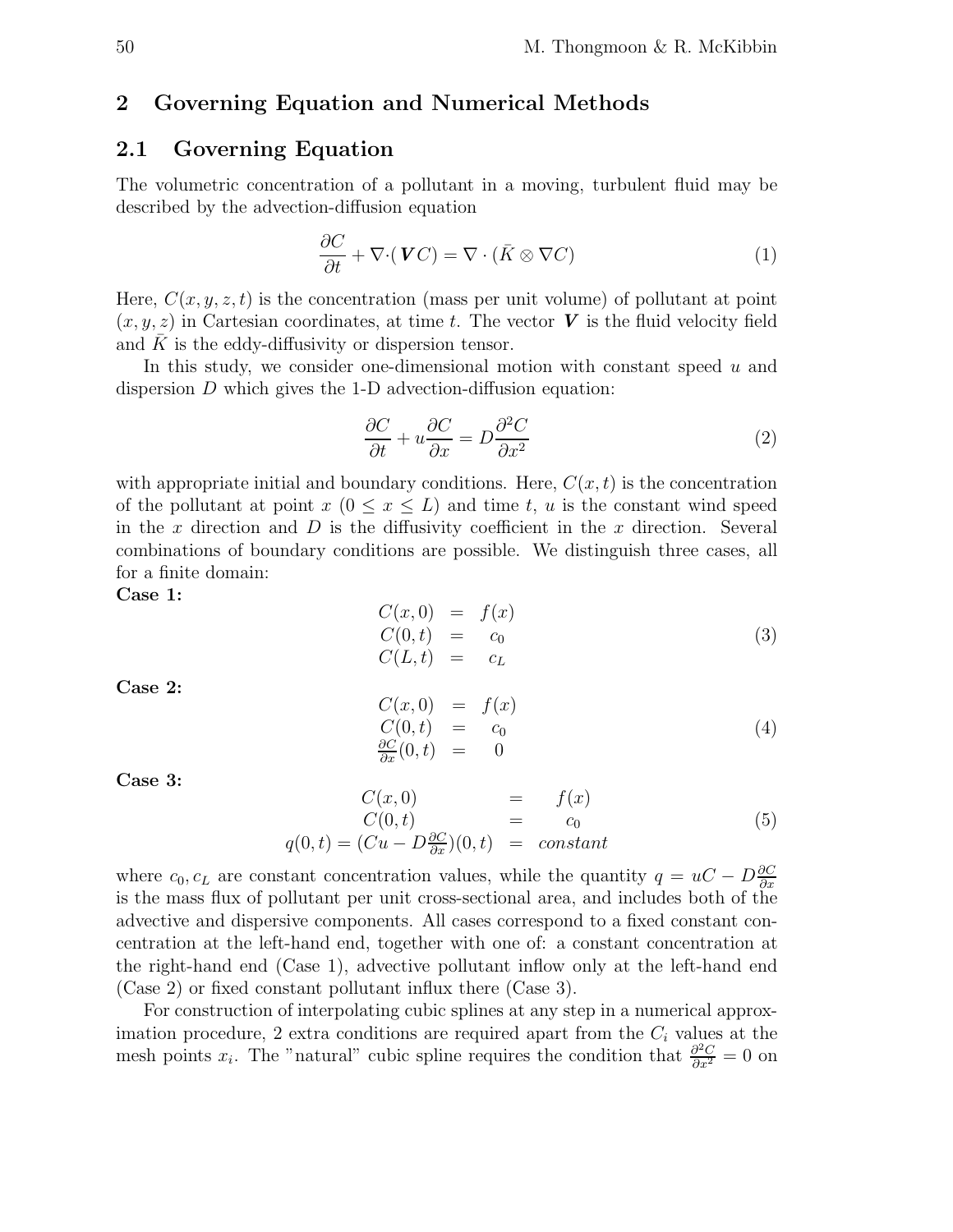## 2 Governing Equation and Numerical Methods

### 2.1 Governing Equation

The volumetric concentration of a pollutant in a moving, turbulent fluid may be described by the advection-diffusion equation

$$\frac{\partial C}{\partial t} + \nabla \cdot (\boldsymbol{V} C) = \nabla \cdot (\bar{K} \otimes \nabla C) \tag{1}$$

Here, $C(x, y, z, t)$ is the concentration (mass per unit volume) of pollutant at point $(x, y, z)$ in Cartesian coordinates, at time $t$. The vector $\boldsymbol{V}$ is the fluid velocity field and $\bar{K}$ is the eddy-diffusivity or dispersion tensor.

In this study, we consider one-dimensional motion with constant speed $u$ and dispersion $D$ which gives the 1-D advection-diffusion equation:

$$\frac{\partial C}{\partial t} + u\frac{\partial C}{\partial x} = D\frac{\partial^2 C}{\partial x^2} \tag{2}$$

with appropriate initial and boundary conditions. Here, $C(x, t)$ is the concentration of the pollutant at point $x$ $(0 \leq x \leq L)$ and time $t$, $u$ is the constant wind speed in the $x$ direction and $D$ is the diffusivity coefficient in the $x$ direction. Several combinations of boundary conditions are possible. We distinguish three cases, all for a finite domain:

**Case 1:**

$$\begin{aligned} C(x,0) &= f(x) \\ C(0,t) &= c_0 \\ C(L,t) &= c_L \end{aligned} \tag{3}$$

**Case 2:**

$$\begin{aligned} C(x,0) &= f(x) \\ C(0,t) &= c_0 \\ \frac{\partial C}{\partial x}(0,t) &= 0 \end{aligned} \tag{4}$$

**Case 3:**

$$\begin{aligned} C(x,0) &= f(x) \\ C(0,t) &= c_0 \\ q(0,t) = (Cu - D\tfrac{\partial C}{\partial x})(0,t) &= constant \end{aligned} \tag{5}$$

where $c_0, c_L$ are constant concentration values, while the quantity $q = uC - D\frac{\partial C}{\partial x}$ is the mass flux of pollutant per unit cross-sectional area, and includes both of the advective and dispersive components. All cases correspond to a fixed constant concentration at the left-hand end, together with one of: a constant concentration at the right-hand end (Case 1), advective pollutant inflow only at the left-hand end (Case 2) or fixed constant pollutant influx there (Case 3).

For construction of interpolating cubic splines at any step in a numerical approximation procedure, 2 extra conditions are required apart from the $C_i$ values at the mesh points $x_i$. The "natural" cubic spline requires the condition that $\frac{\partial^2 C}{\partial x^2} = 0$ on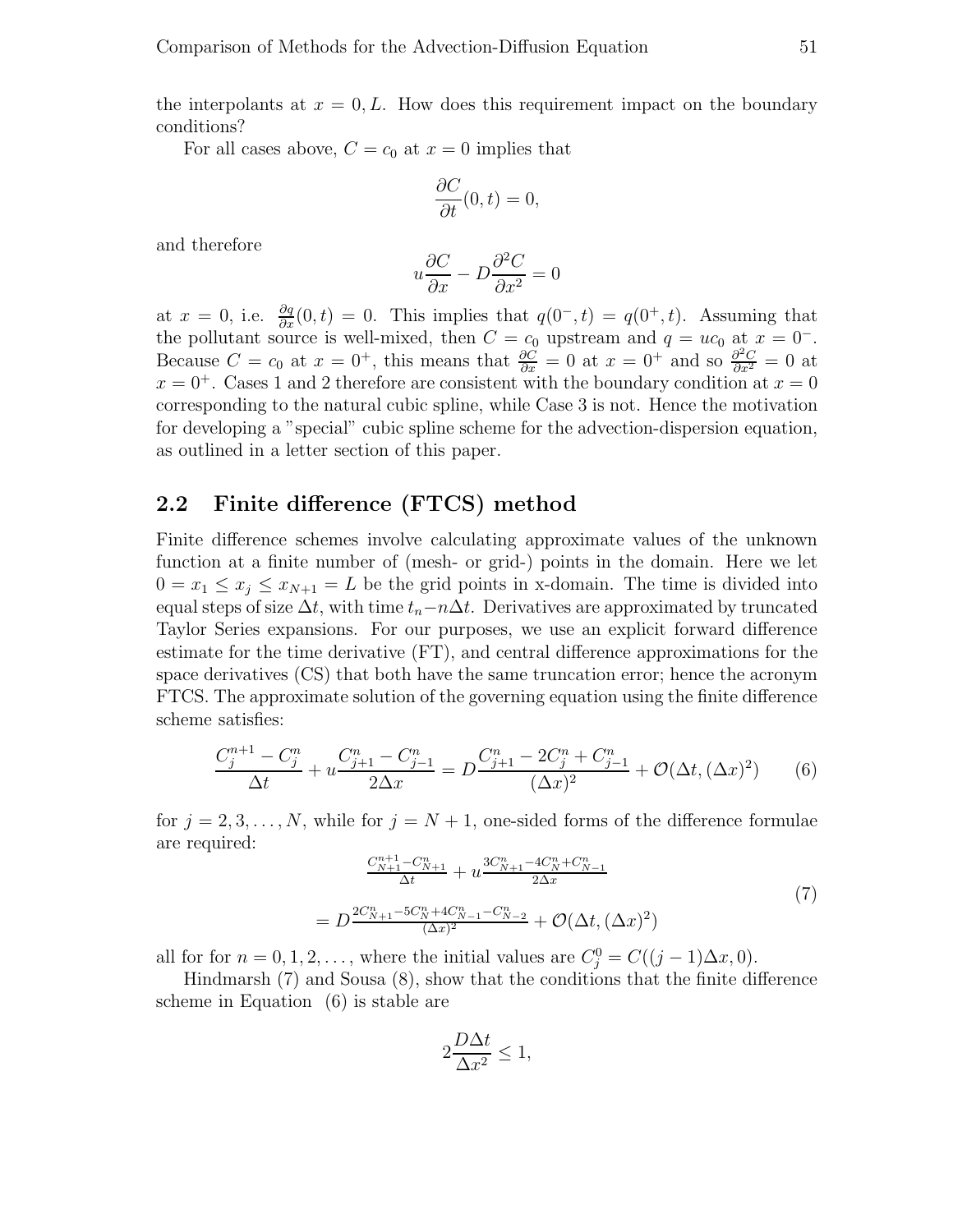the interpolants at $x = 0, L$. How does this requirement impact on the boundary conditions?

For all cases above, $C = c_0$ at $x = 0$ implies that

$$\frac{\partial C}{\partial t}(0,t) = 0,$$

and therefore

$$u\frac{\partial C}{\partial x} - D\frac{\partial^2 C}{\partial x^2} = 0$$

at $x = 0$, i.e. $\frac{\partial q}{\partial x}(0,t) = 0$. This implies that $q(0^-,t) = q(0^+,t)$. Assuming that the pollutant source is well-mixed, then $C = c_0$ upstream and $q = uc_0$ at $x = 0^-$. Because $C = c_0$ at $x = 0^+$, this means that $\frac{\partial C}{\partial x} = 0$ at $x = 0^+$ and so $\frac{\partial^2 C}{\partial x^2} = 0$ at $x = 0^+$. Cases 1 and 2 therefore are consistent with the boundary condition at $x = 0$ corresponding to the natural cubic spline, while Case 3 is not. Hence the motivation for developing a "special" cubic spline scheme for the advection-dispersion equation, as outlined in a letter section of this paper.

## 2.2 Finite difference (FTCS) method

Finite difference schemes involve calculating approximate values of the unknown function at a finite number of (mesh- or grid-) points in the domain. Here we let $0 = x_1 \leq x_j \leq x_{N+1} = L$ be the grid points in x-domain. The time is divided into equal steps of size $\Delta t$, with time $t_n - n\Delta t$. Derivatives are approximated by truncated Taylor Series expansions. For our purposes, we use an explicit forward difference estimate for the time derivative (FT), and central difference approximations for the space derivatives (CS) that both have the same truncation error; hence the acronym FTCS. The approximate solution of the governing equation using the finite difference scheme satisfies:

$$\frac{C_j^{n+1} - C_j^n}{\Delta t} + u\frac{C_{j+1}^n - C_{j-1}^n}{2\Delta x} = D\frac{C_{j+1}^n - 2C_j^n + C_{j-1}^n}{(\Delta x)^2} + \mathcal{O}(\Delta t, (\Delta x)^2) \tag{6}$$

for $j = 2, 3, \ldots, N$, while for $j = N+1$, one-sided forms of the difference formulae are required:

$$\begin{aligned}
&\frac{C_{N+1}^{n+1} - C_{N+1}^n}{\Delta t} + u\frac{3C_{N+1}^n - 4C_N^n + C_{N-1}^n}{2\Delta x} \\
&= D\frac{2C_{N+1}^n - 5C_N^n + 4C_{N-1}^n - C_{N-2}^n}{(\Delta x)^2} + \mathcal{O}(\Delta t, (\Delta x)^2)
\end{aligned} \tag{7}$$

all for for $n = 0, 1, 2, \ldots$, where the initial values are $C_j^0 = C((j-1)\Delta x, 0)$.

Hindmarsh (7) and Sousa (8), show that the conditions that the finite difference scheme in Equation (6) is stable are

$$2\frac{D\Delta t}{\Delta x^2} \leq 1,$$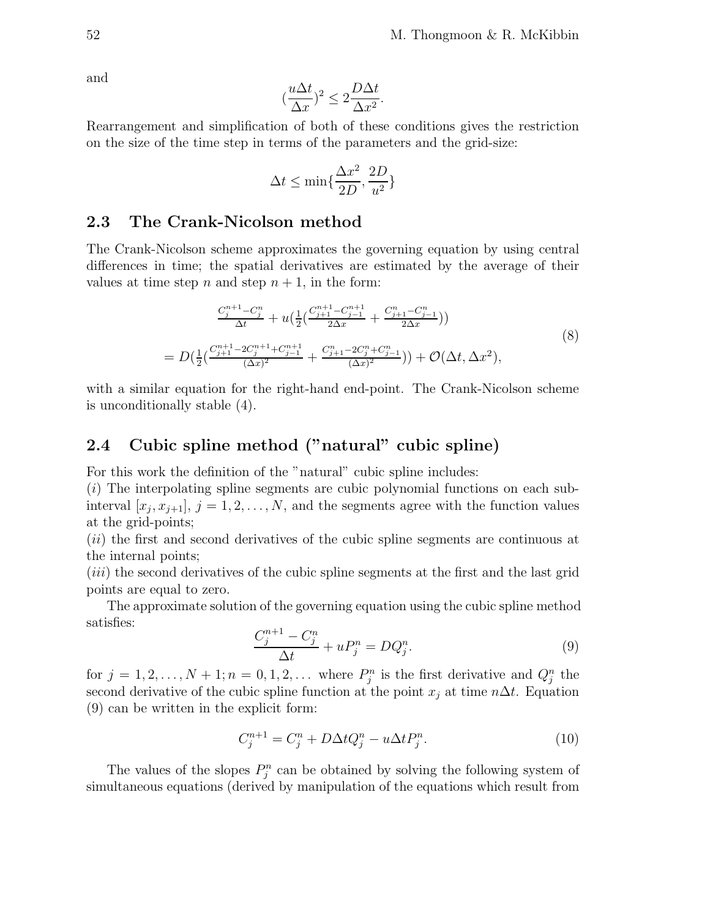and

$$(\frac{u\Delta t}{\Delta x})^2 \le 2\frac{D\Delta t}{\Delta x^2}.$$

Rearrangement and simplification of both of these conditions gives the restriction on the size of the time step in terms of the parameters and the grid-size:

$$\Delta t \le \min\{\frac{\Delta x^2}{2D}, \frac{2D}{u^2}\}$$

## 2.3 The Crank-Nicolson method

The Crank-Nicolson scheme approximates the governing equation by using central differences in time; the spatial derivatives are estimated by the average of their values at time step $n$ and step $n+1$, in the form:

$$\begin{aligned} &\tfrac{C_j^{n+1}-C_j^n}{\Delta t} + u\left(\tfrac{1}{2}\left(\tfrac{C_{j+1}^{n+1}-C_{j-1}^{n+1}}{2\Delta x} + \tfrac{C_{j+1}^n-C_{j-1}^n}{2\Delta x}\right)\right) \\ = &\, D\left(\tfrac{1}{2}\left(\tfrac{C_{j+1}^{n+1}-2C_j^{n+1}+C_{j-1}^{n+1}}{(\Delta x)^2} + \tfrac{C_{j+1}^n-2C_j^n+C_{j-1}^n}{(\Delta x)^2}\right)\right) + \mathcal{O}(\Delta t, \Delta x^2), \end{aligned} \tag{8}$$

with a similar equation for the right-hand end-point. The Crank-Nicolson scheme is unconditionally stable (4).

## 2.4 Cubic spline method (”natural” cubic spline)

For this work the definition of the ”natural” cubic spline includes:
($i$) The interpolating spline segments are cubic polynomial functions on each sub-interval $[x_j, x_{j+1}]$, $j = 1, 2, \ldots, N$, and the segments agree with the function values at the grid-points;
($ii$) the first and second derivatives of the cubic spline segments are continuous at the internal points;
($iii$) the second derivatives of the cubic spline segments at the first and the last grid points are equal to zero.

The approximate solution of the governing equation using the cubic spline method satisfies:

$$\frac{C_j^{n+1} - C_j^n}{\Delta t} + uP_j^n = DQ_j^n. \tag{9}$$

for $j = 1, 2, \ldots, N+1; n = 0, 1, 2, \ldots$ where $P_j^n$ is the first derivative and $Q_j^n$ the second derivative of the cubic spline function at the point $x_j$ at time $n\Delta t$. Equation (9) can be written in the explicit form:

$$C_j^{n+1} = C_j^n + D\Delta t Q_j^n - u\Delta t P_j^n. \tag{10}$$

The values of the slopes $P_j^n$ can be obtained by solving the following system of simultaneous equations (derived by manipulation of the equations which result from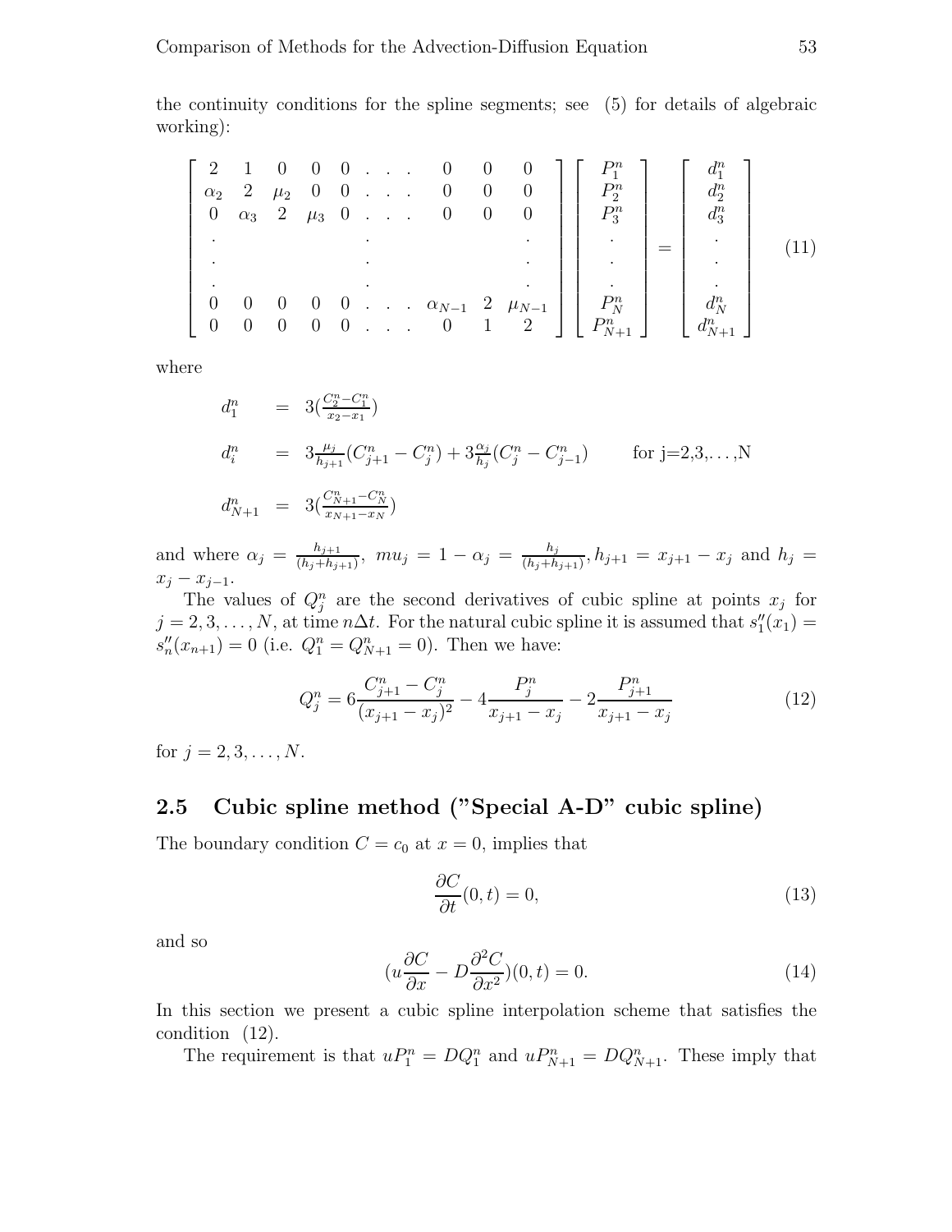the continuity conditions for the spline segments; see (5) for details of algebraic working):

$$
\begin{bmatrix}
2 & 1 & 0 & 0 & 0 & . & . & . & 0 & 0 & 0 \\
\alpha_2 & 2 & \mu_2 & 0 & 0 & . & . & . & 0 & 0 & 0 \\
0 & \alpha_3 & 2 & \mu_3 & 0 & . & . & . & 0 & 0 & 0 \\
. & & & & . & & & & & & . \\
. & & & & . & & & & & & . \\
. & & & & . & & & & & & . \\
0 & 0 & 0 & 0 & 0 & . & . & . & \alpha_{N-1} & 2 & \mu_{N-1} \\
0 & 0 & 0 & 0 & 0 & . & . & . & 0 & 1 & 2
\end{bmatrix}
\begin{bmatrix}
P_1^n \\ P_2^n \\ P_3^n \\ . \\ . \\ . \\ P_N^n \\ P_{N+1}^n
\end{bmatrix}
=
\begin{bmatrix}
d_1^n \\ d_2^n \\ d_3^n \\ . \\ . \\ . \\ d_N^n \\ d_{N+1}^n
\end{bmatrix}
\tag{11}
$$

where

$$
\begin{aligned}
d_1^n &= 3\left(\tfrac{C_2^n - C_1^n}{x_2 - x_1}\right) \\
d_i^n &= 3\tfrac{\mu_j}{h_{j+1}}(C_{j+1}^n - C_j^n) + 3\tfrac{\alpha_j}{h_j}(C_j^n - C_{j-1}^n) \qquad \text{for j=2,3,}\ldots\text{,N} \\
d_{N+1}^n &= 3\left(\tfrac{C_{N+1}^n - C_N^n}{x_{N+1} - x_N}\right)
\end{aligned}
$$

and where $\alpha_j = \frac{h_{j+1}}{(h_j + h_{j+1})}$, $mu_j = 1 - \alpha_j = \frac{h_j}{(h_j + h_{j+1})}$, $h_{j+1} = x_{j+1} - x_j$ and $h_j = x_j - x_{j-1}$.

The values of $Q_j^n$ are the second derivatives of cubic spline at points $x_j$ for $j = 2, 3, \ldots, N$, at time $n\Delta t$. For the natural cubic spline it is assumed that $s_1''(x_1) = s_n''(x_{n+1}) = 0$ (i.e. $Q_1^n = Q_{N+1}^n = 0$). Then we have:

$$
Q_j^n = 6\frac{C_{j+1}^n - C_j^n}{(x_{j+1} - x_j)^2} - 4\frac{P_j^n}{x_{j+1} - x_j} - 2\frac{P_{j+1}^n}{x_{j+1} - x_j} \tag{12}
$$

for $j = 2, 3, \ldots, N$.

## 2.5 Cubic spline method ("Special A-D" cubic spline)

The boundary condition $C = c_0$ at $x = 0$, implies that

$$
\frac{\partial C}{\partial t}(0, t) = 0, \tag{13}
$$

and so

$$
\left(u\frac{\partial C}{\partial x} - D\frac{\partial^2 C}{\partial x^2}\right)(0, t) = 0. \tag{14}
$$

In this section we present a cubic spline interpolation scheme that satisfies the condition (12).

The requirement is that $uP_1^n = DQ_1^n$ and $uP_{N+1}^n = DQ_{N+1}^n$. These imply that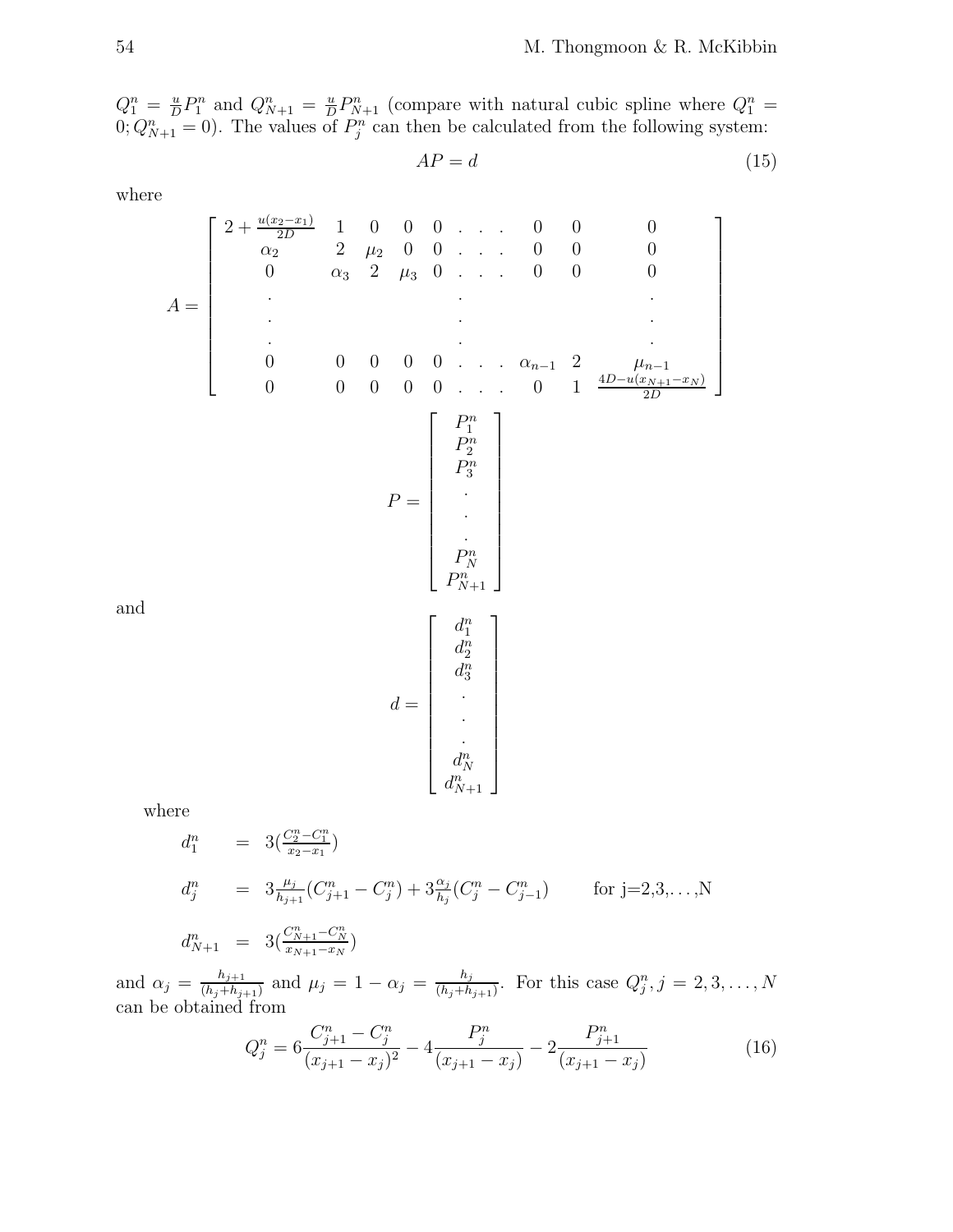$Q_1^n = \frac{u}{D}P_1^n$ and $Q_{N+1}^n = \frac{u}{D}P_{N+1}^n$ (compare with natural cubic spline where $Q_1^n = 0; Q_{N+1}^n = 0$). The values of $P_j^n$ can then be calculated from the following system:

$$AP = d \tag{15}$$

where

$$A = \begin{bmatrix} 2+\frac{u(x_2-x_1)}{2D} & 1 & 0 & 0 & 0 & . & . & . & 0 & 0 & 0 \\ \alpha_2 & 2 & \mu_2 & 0 & 0 & . & . & . & 0 & 0 & 0 \\ 0 & \alpha_3 & 2 & \mu_3 & 0 & . & . & . & 0 & 0 & 0 \\ . & & & & & . & & & & & . \\ . & & & & & . & & & & & . \\ . & & & & & . & & & & & . \\ 0 & 0 & 0 & 0 & 0 & . & . & . & \alpha_{n-1} & 2 & \mu_{n-1} \\ 0 & 0 & 0 & 0 & 0 & . & . & . & 0 & 1 & \frac{4D-u(x_{N+1}-x_N)}{2D} \end{bmatrix}$$

$$P = \begin{bmatrix} P_1^n \\ P_2^n \\ P_3^n \\ . \\ . \\ . \\ P_N^n \\ P_{N+1}^n \end{bmatrix}$$

and

$$d = \begin{bmatrix} d_1^n \\ d_2^n \\ d_3^n \\ . \\ . \\ . \\ d_N^n \\ d_{N+1}^n \end{bmatrix}$$

where

$$d_1^n = 3\left(\frac{C_2^n - C_1^n}{x_2 - x_1}\right)$$

$$d_j^n = 3\frac{\mu_j}{h_{j+1}}(C_{j+1}^n - C_j^n) + 3\frac{\alpha_j}{h_j}(C_j^n - C_{j-1}^n) \qquad \text{for j=2,3,\ldots,N}$$

$$d_{N+1}^n = 3\left(\frac{C_{N+1}^n - C_N^n}{x_{N+1} - x_N}\right)$$

and $\alpha_j = \frac{h_{j+1}}{(h_j+h_{j+1})}$ and $\mu_j = 1 - \alpha_j = \frac{h_j}{(h_j+h_{j+1})}$. For this case $Q_j^n, j = 2, 3, \ldots, N$ can be obtained from

$$Q_j^n = 6\frac{C_{j+1}^n - C_j^n}{(x_{j+1} - x_j)^2} - 4\frac{P_j^n}{(x_{j+1} - x_j)} - 2\frac{P_{j+1}^n}{(x_{j+1} - x_j)} \tag{16}$$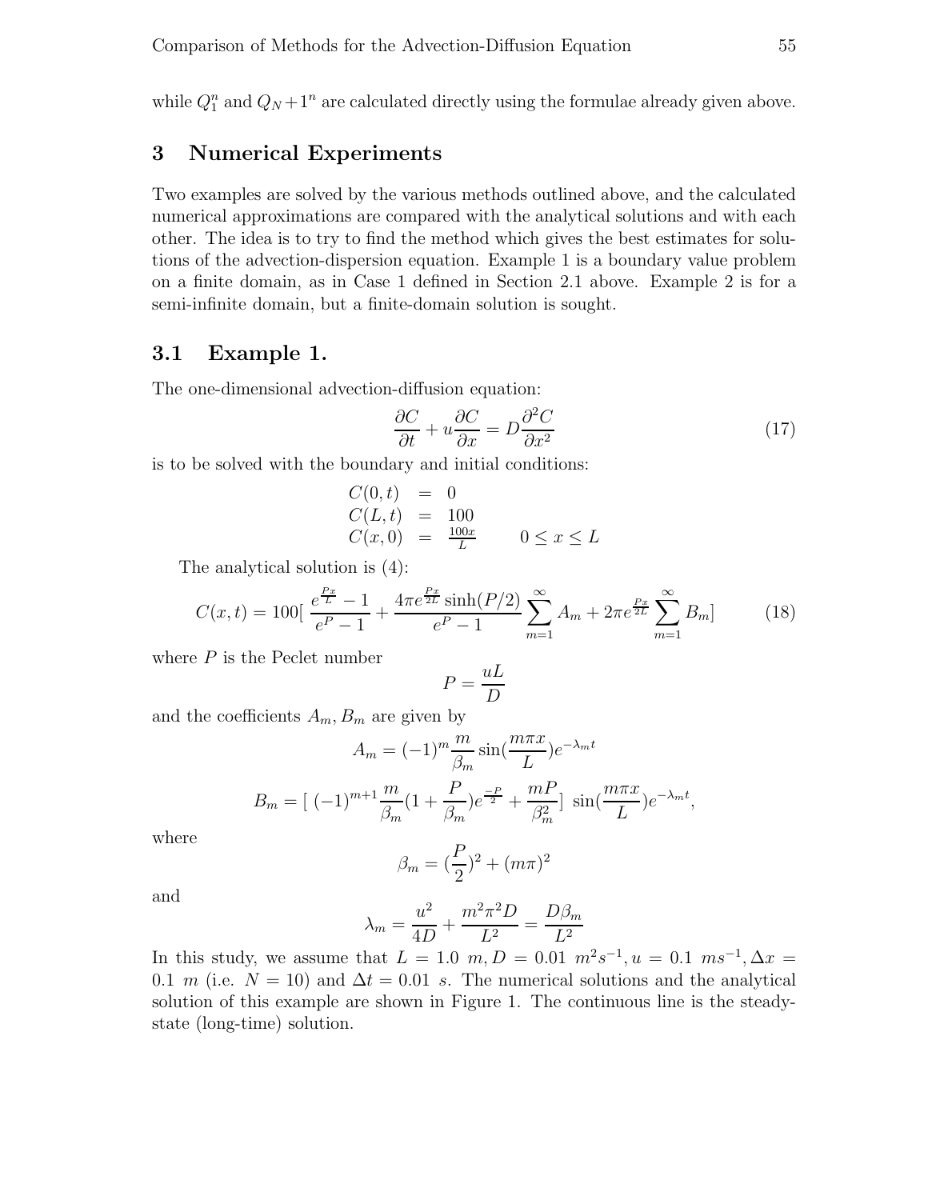while $Q_1^n$ and $Q_N + 1^n$ are calculated directly using the formulae already given above.

## 3 Numerical Experiments

Two examples are solved by the various methods outlined above, and the calculated numerical approximations are compared with the analytical solutions and with each other. The idea is to try to find the method which gives the best estimates for solutions of the advection-dispersion equation. Example 1 is a boundary value problem on a finite domain, as in Case 1 defined in Section 2.1 above. Example 2 is for a semi-infinite domain, but a finite-domain solution is sought.

### 3.1 Example 1.

The one-dimensional advection-diffusion equation:

$$\frac{\partial C}{\partial t} + u\frac{\partial C}{\partial x} = D\frac{\partial^2 C}{\partial x^2} \tag{17}$$

is to be solved with the boundary and initial conditions:

$$\begin{aligned} C(0,t) &= 0 \\ C(L,t) &= 100 \\ C(x,0) &= \frac{100x}{L} \qquad 0 \leq x \leq L \end{aligned}$$

The analytical solution is (4):

$$C(x,t) = 100[\,\frac{e^{\frac{Px}{L}} - 1}{e^P - 1} + \frac{4\pi e^{\frac{Px}{2L}}\sinh(P/2)}{e^P - 1}\sum_{m=1}^{\infty} A_m + 2\pi e^{\frac{Px}{2L}}\sum_{m=1}^{\infty} B_m] \tag{18}$$

where $P$ is the Peclet number

$$P = \frac{uL}{D}$$

and the coefficients $A_m, B_m$ are given by

$$A_m = (-1)^m \frac{m}{\beta_m}\sin(\frac{m\pi x}{L})e^{-\lambda_m t}$$

$$B_m = [\,(-1)^{m+1}\frac{m}{\beta_m}(1 + \frac{P}{\beta_m})e^{\frac{-P}{2}} + \frac{mP}{\beta_m^2}]\ \sin(\frac{m\pi x}{L})e^{-\lambda_m t},$$

where

$$\beta_m = (\frac{P}{2})^2 + (m\pi)^2$$

and

$$\lambda_m = \frac{u^2}{4D} + \frac{m^2\pi^2 D}{L^2} = \frac{D\beta_m}{L^2}$$

In this study, we assume that $L = 1.0\ m, D = 0.01\ m^2s^{-1}, u = 0.1\ ms^{-1}, \Delta x = 0.1\ m$ (i.e. $N = 10$) and $\Delta t = 0.01\ s$. The numerical solutions and the analytical solution of this example are shown in Figure 1. The continuous line is the steady-state (long-time) solution.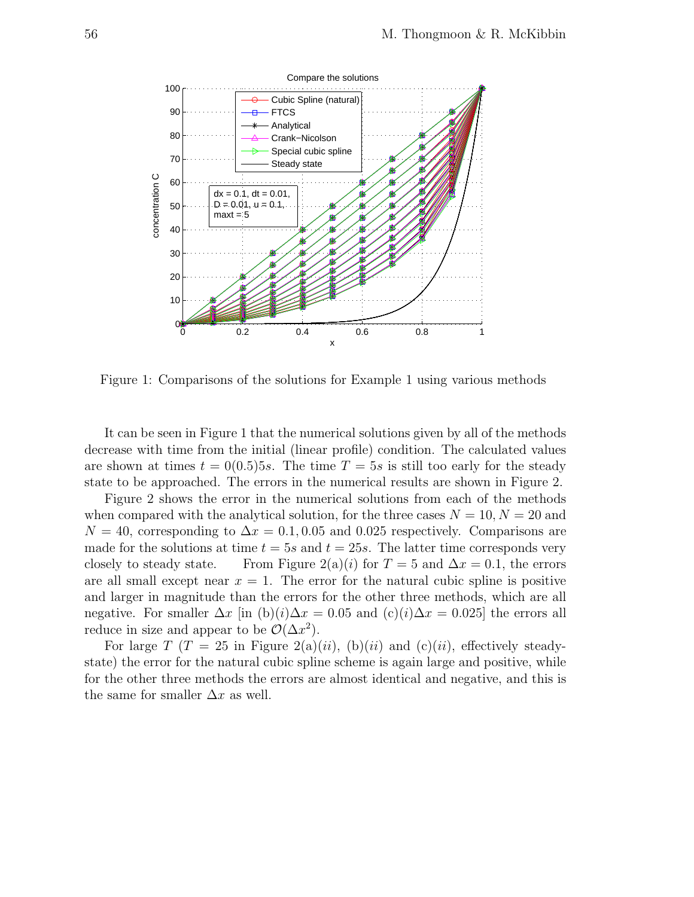Figure 1: Comparisons of the solutions for Example 1 using various methods

It can be seen in Figure 1 that the numerical solutions given by all of the methods decrease with time from the initial (linear profile) condition. The calculated values are shown at times $t = 0(0.5)5s$. The time $T = 5s$ is still too early for the steady state to be approached. The errors in the numerical results are shown in Figure 2.

Figure 2 shows the error in the numerical solutions from each of the methods when compared with the analytical solution, for the three cases $N = 10, N = 20$ and $N = 40$, corresponding to $\Delta x = 0.1, 0.05$ and $0.025$ respectively. Comparisons are made for the solutions at time $t = 5s$ and $t = 25s$. The latter time corresponds very closely to steady state. From Figure 2(a)($i$) for $T = 5$ and $\Delta x = 0.1$, the errors are all small except near $x = 1$. The error for the natural cubic spline is positive and larger in magnitude than the errors for the other three methods, which are all negative. For smaller $\Delta x$ [in (b)($i$)$\Delta x = 0.05$ and (c)($i$)$\Delta x = 0.025$] the errors all reduce in size and appear to be $\mathcal{O}(\Delta x^2)$.

For large $T$ ($T = 25$ in Figure 2(a)($ii$), (b)($ii$) and (c)($ii$), effectively steady-state) the error for the natural cubic spline scheme is again large and positive, while for the other three methods the errors are almost identical and negative, and this is the same for smaller $\Delta x$ as well.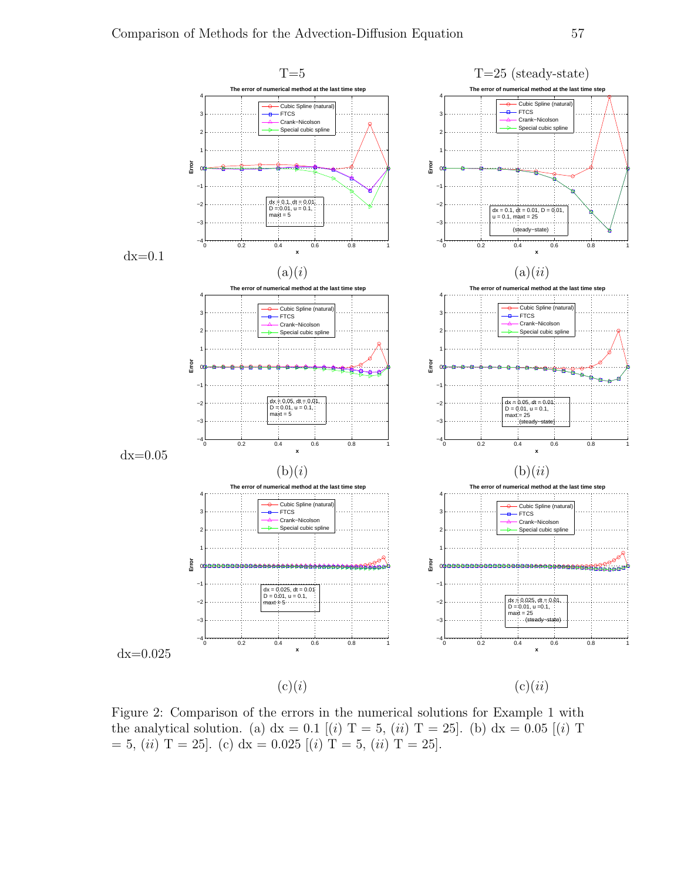T=5

T=25 (steady-state)

dx=0.1

(a)(*i*)

(a)(*ii*)

dx=0.05

(b)(*i*)

(b)(*ii*)

dx=0.025

(c)(*i*)

(c)(*ii*)

Figure 2: Comparison of the errors in the numerical solutions for Example 1 with the analytical solution. (a) dx = 0.1 [(*i*) T = 5, (*ii*) T = 25]. (b) dx = 0.05 [(*i*) T = 5, (*ii*) T = 25]. (c) dx = 0.025 [(*i*) T = 5, (*ii*) T = 25].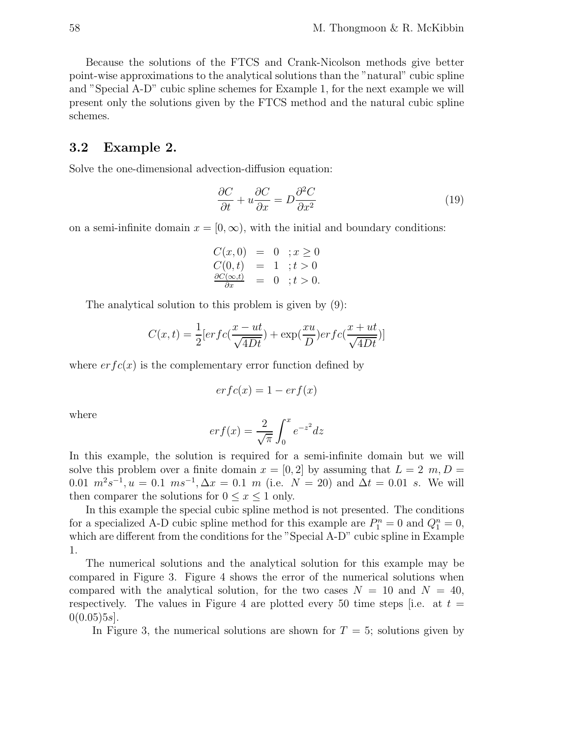Because the solutions of the FTCS and Crank-Nicolson methods give better point-wise approximations to the analytical solutions than the "natural" cubic spline and "Special A-D" cubic spline schemes for Example 1, for the next example we will present only the solutions given by the FTCS method and the natural cubic spline schemes.

## 3.2 Example 2.

Solve the one-dimensional advection-diffusion equation:

$$\frac{\partial C}{\partial t} + u\frac{\partial C}{\partial x} = D\frac{\partial^2 C}{\partial x^2} \tag{19}$$

on a semi-infinite domain $x = [0, \infty)$, with the initial and boundary conditions:

$$\begin{aligned} C(x,0) &= 0 \quad ; x \geq 0 \\ C(0,t) &= 1 \quad ; t > 0 \\ \frac{\partial C(\infty,t)}{\partial x} &= 0 \quad ; t > 0. \end{aligned}$$

The analytical solution to this problem is given by (9):

$$C(x,t) = \frac{1}{2}[erfc(\frac{x-ut}{\sqrt{4Dt}}) + \exp(\frac{xu}{D})erfc(\frac{x+ut}{\sqrt{4Dt}})]$$

where $erfc(x)$ is the complementary error function defined by

$$erfc(x) = 1 - erf(x)$$

where

$$erf(x) = \frac{2}{\sqrt{\pi}}\int_0^x e^{-z^2}dz$$

In this example, the solution is required for a semi-infinite domain but we will solve this problem over a finite domain $x = [0, 2]$ by assuming that $L = 2\ m, D = 0.01\ m^2s^{-1}, u = 0.1\ ms^{-1}, \Delta x = 0.1\ m$ (i.e. $N = 20$) and $\Delta t = 0.01\ s$. We will then comparer the solutions for $0 \leq x \leq 1$ only.

In this example the special cubic spline method is not presented. The conditions for a specialized A-D cubic spline method for this example are $P_1^n = 0$ and $Q_1^n = 0$, which are different from the conditions for the "Special A-D" cubic spline in Example 1.

The numerical solutions and the analytical solution for this example may be compared in Figure 3. Figure 4 shows the error of the numerical solutions when compared with the analytical solution, for the two cases $N = 10$ and $N = 40$, respectively. The values in Figure 4 are plotted every 50 time steps [i.e. at $t = 0(0.05)5s$].

In Figure 3, the numerical solutions are shown for $T = 5$; solutions given by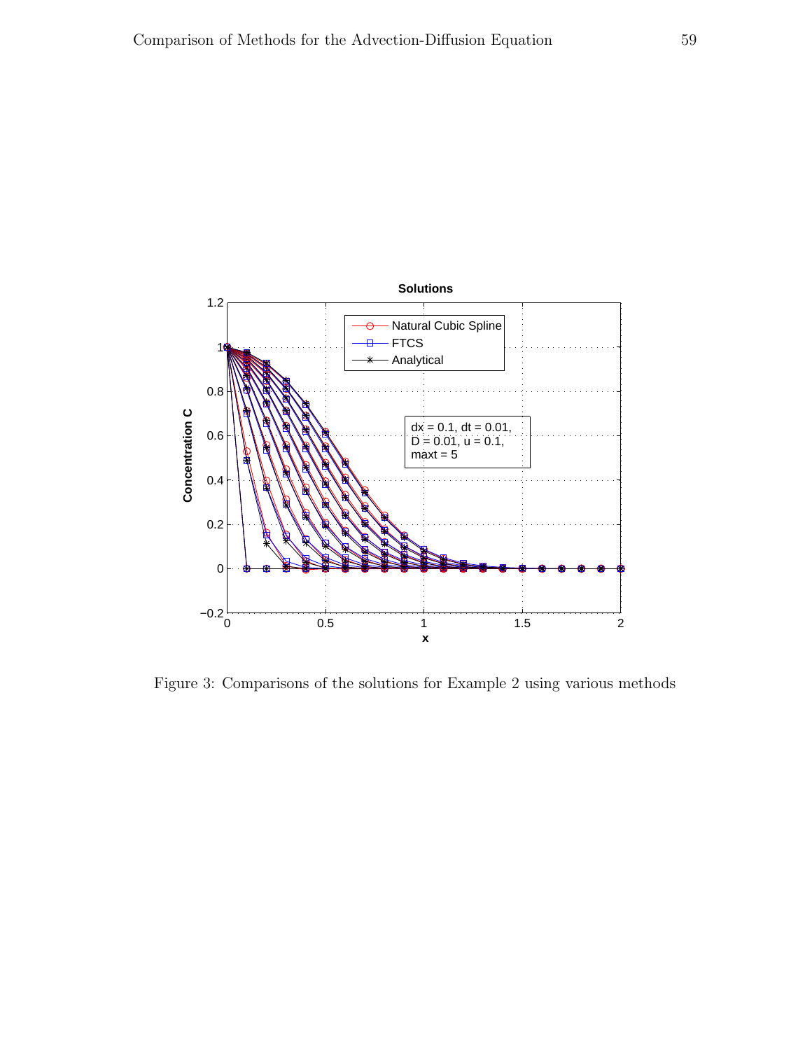Figure 3: Comparisons of the solutions for Example 2 using various methods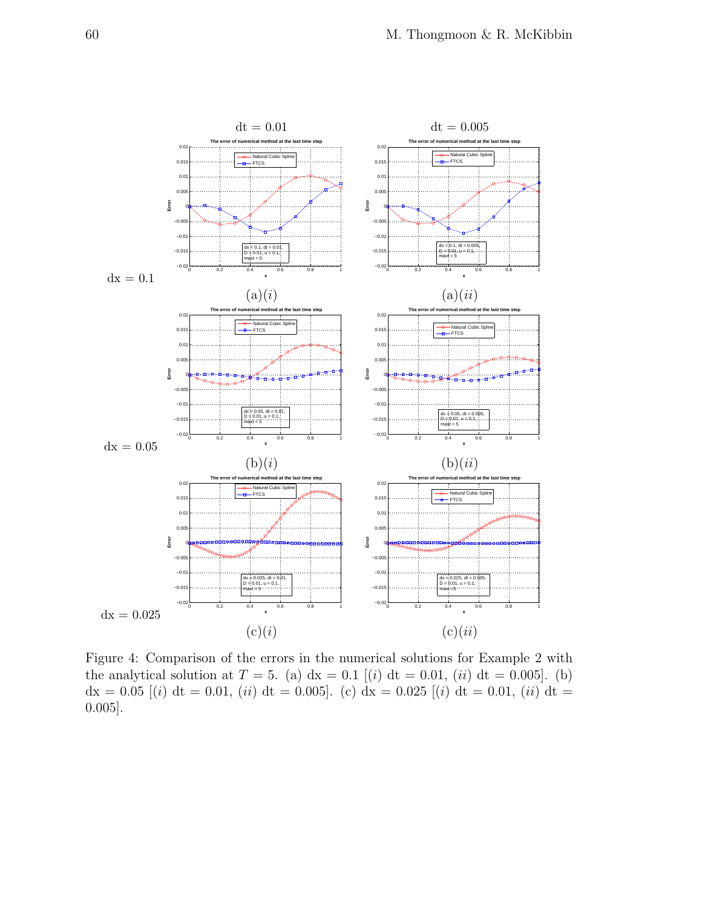Figure 4: Comparison of the errors in the numerical solutions for Example 2 with the analytical solution at $T = 5$. (a) dx = 0.1 [($i$) dt = 0.01, ($ii$) dt = 0.005]. (b) dx = 0.05 [($i$) dt = 0.01, ($ii$) dt = 0.005]. (c) dx = 0.025 [($i$) dt = 0.01, ($ii$) dt = 0.005].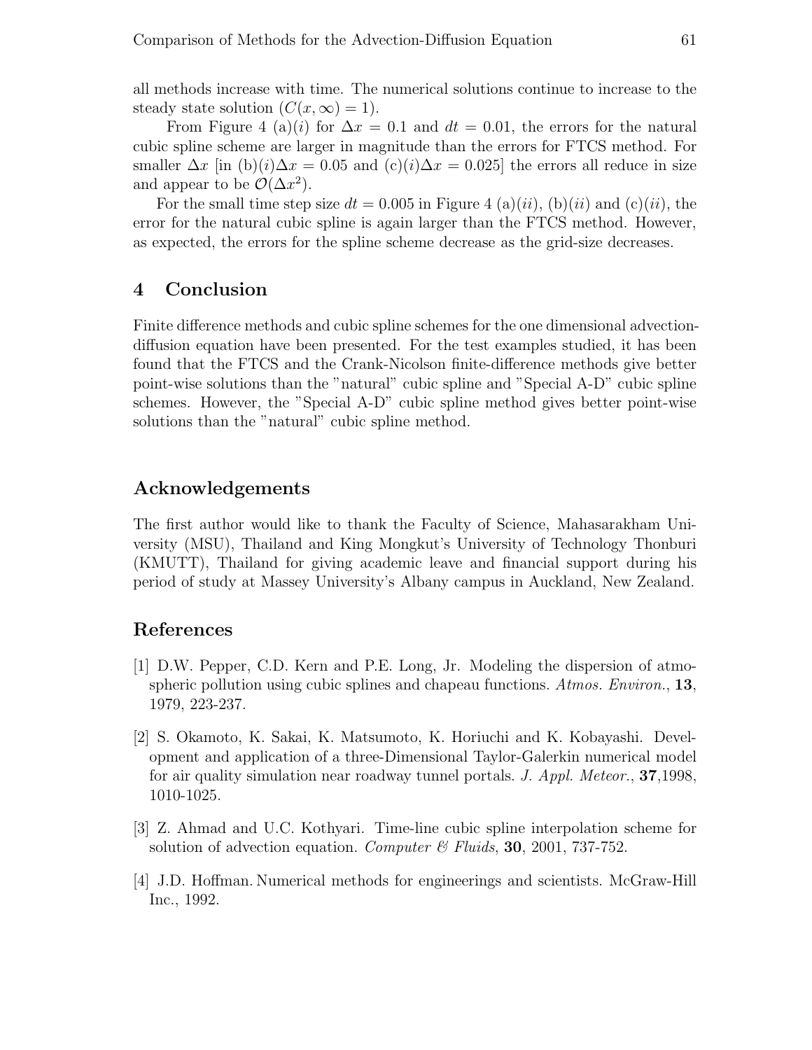all methods increase with time. The numerical solutions continue to increase to the steady state solution ($C(x, \infty) = 1$).

From Figure 4 (a)($i$) for $\Delta x = 0.1$ and $dt = 0.01$, the errors for the natural cubic spline scheme are larger in magnitude than the errors for FTCS method. For smaller $\Delta x$ [in (b)($i$)$\Delta x = 0.05$ and (c)($i$)$\Delta x = 0.025$] the errors all reduce in size and appear to be $\mathcal{O}(\Delta x^2)$.

For the small time step size $dt = 0.005$ in Figure 4 (a)($ii$), (b)($ii$) and (c)($ii$), the error for the natural cubic spline is again larger than the FTCS method. However, as expected, the errors for the spline scheme decrease as the grid-size decreases.

## 4 Conclusion

Finite difference methods and cubic spline schemes for the one dimensional advection-diffusion equation have been presented. For the test examples studied, it has been found that the FTCS and the Crank-Nicolson finite-difference methods give better point-wise solutions than the "natural" cubic spline and "Special A-D" cubic spline schemes. However, the "Special A-D" cubic spline method gives better point-wise solutions than the "natural" cubic spline method.

## Acknowledgements

The first author would like to thank the Faculty of Science, Mahasarakham University (MSU), Thailand and King Mongkut's University of Technology Thonburi (KMUTT), Thailand for giving academic leave and financial support during his period of study at Massey University's Albany campus in Auckland, New Zealand.

## References

[1] D.W. Pepper, C.D. Kern and P.E. Long, Jr. Modeling the dispersion of atmospheric pollution using cubic splines and chapeau functions. *Atmos. Environ.*, **13**, 1979, 223-237.

[2] S. Okamoto, K. Sakai, K. Matsumoto, K. Horiuchi and K. Kobayashi. Development and application of a three-Dimensional Taylor-Galerkin numerical model for air quality simulation near roadway tunnel portals. *J. Appl. Meteor.*, **37**,1998, 1010-1025.

[3] Z. Ahmad and U.C. Kothyari. Time-line cubic spline interpolation scheme for solution of advection equation. *Computer & Fluids*, **30**, 2001, 737-752.

[4] J.D. Hoffman. Numerical methods for engineerings and scientists. McGraw-Hill Inc., 1992.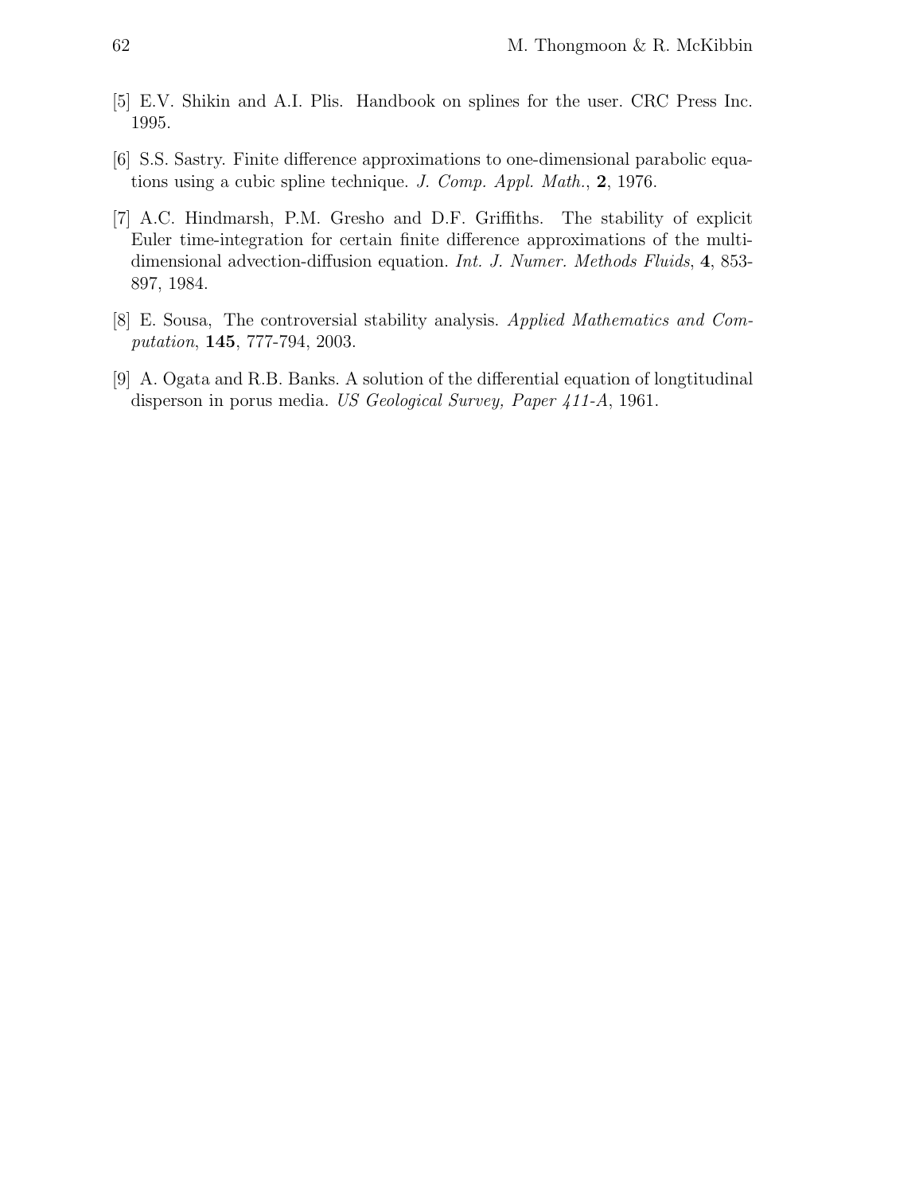[5] E.V. Shikin and A.I. Plis. Handbook on splines for the user. CRC Press Inc. 1995.

[6] S.S. Sastry. Finite difference approximations to one-dimensional parabolic equations using a cubic spline technique. *J. Comp. Appl. Math.*, **2**, 1976.

[7] A.C. Hindmarsh, P.M. Gresho and D.F. Griffiths. The stability of explicit Euler time-integration for certain finite difference approximations of the multi-dimensional advection-diffusion equation. *Int. J. Numer. Methods Fluids*, **4**, 853-897, 1984.

[8] E. Sousa, The controversial stability analysis. *Applied Mathematics and Computation*, **145**, 777-794, 2003.

[9] A. Ogata and R.B. Banks. A solution of the differential equation of longtitudinal disperson in porus media. *US Geological Survey, Paper 411-A*, 1961.